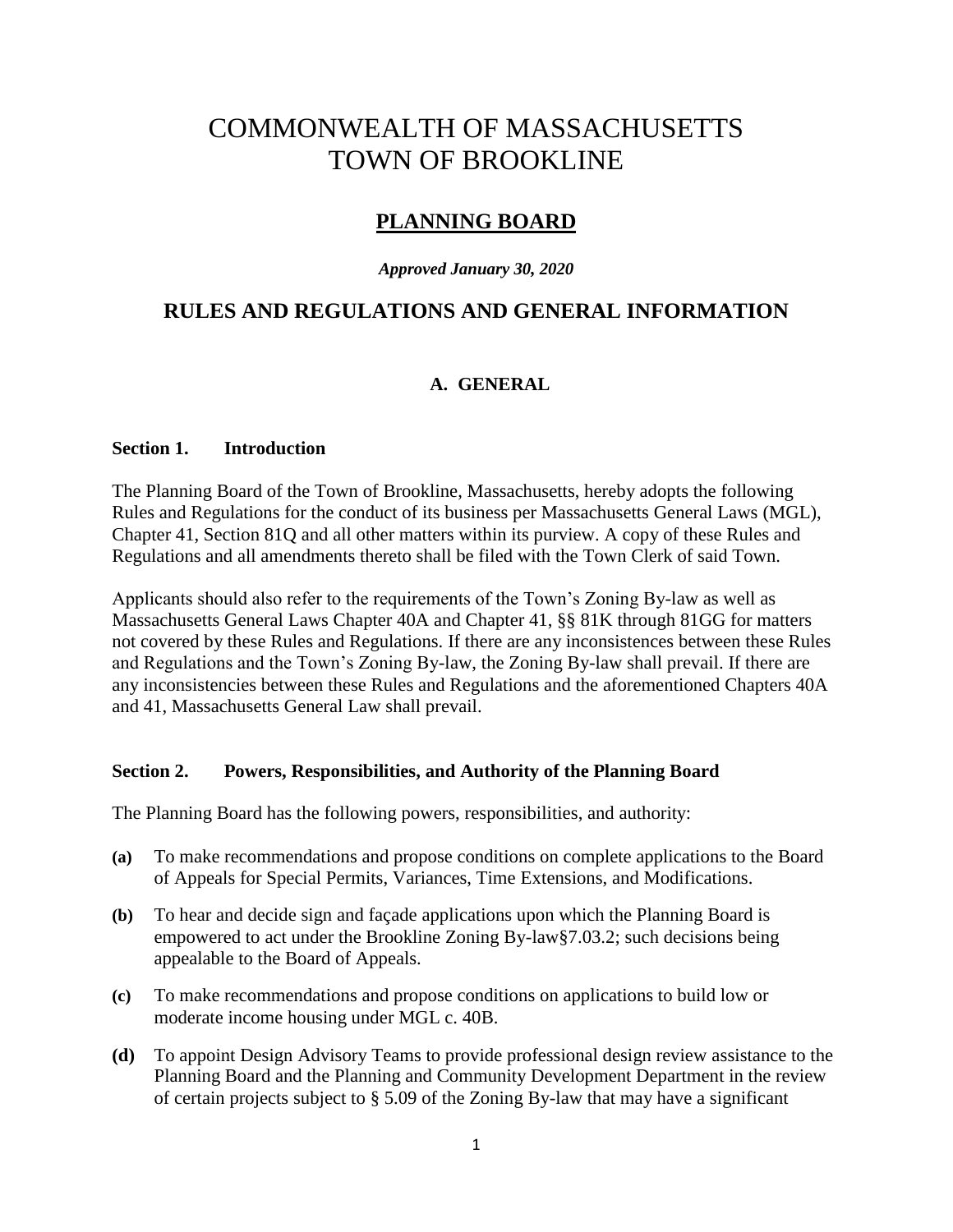# COMMONWEALTH OF MASSACHUSETTS
# TOWN OF BROOKLINE

## PLANNING BOARD

***Approved January 30, 2020***

## RULES AND REGULATIONS AND GENERAL INFORMATION

### A. GENERAL

**Section 1. Introduction**

The Planning Board of the Town of Brookline, Massachusetts, hereby adopts the following Rules and Regulations for the conduct of its business per Massachusetts General Laws (MGL), Chapter 41, Section 81Q and all other matters within its purview. A copy of these Rules and Regulations and all amendments thereto shall be filed with the Town Clerk of said Town.

Applicants should also refer to the requirements of the Town's Zoning By-law as well as Massachusetts General Laws Chapter 40A and Chapter 41, §§ 81K through 81GG for matters not covered by these Rules and Regulations. If there are any inconsistences between these Rules and Regulations and the Town's Zoning By-law, the Zoning By-law shall prevail. If there are any inconsistencies between these Rules and Regulations and the aforementioned Chapters 40A and 41, Massachusetts General Law shall prevail.

**Section 2. Powers, Responsibilities, and Authority of the Planning Board**

The Planning Board has the following powers, responsibilities, and authority:

**(a)** To make recommendations and propose conditions on complete applications to the Board of Appeals for Special Permits, Variances, Time Extensions, and Modifications.

**(b)** To hear and decide sign and façade applications upon which the Planning Board is empowered to act under the Brookline Zoning By-law§7.03.2; such decisions being appealable to the Board of Appeals.

**(c)** To make recommendations and propose conditions on applications to build low or moderate income housing under MGL c. 40B.

**(d)** To appoint Design Advisory Teams to provide professional design review assistance to the Planning Board and the Planning and Community Development Department in the review of certain projects subject to § 5.09 of the Zoning By-law that may have a significant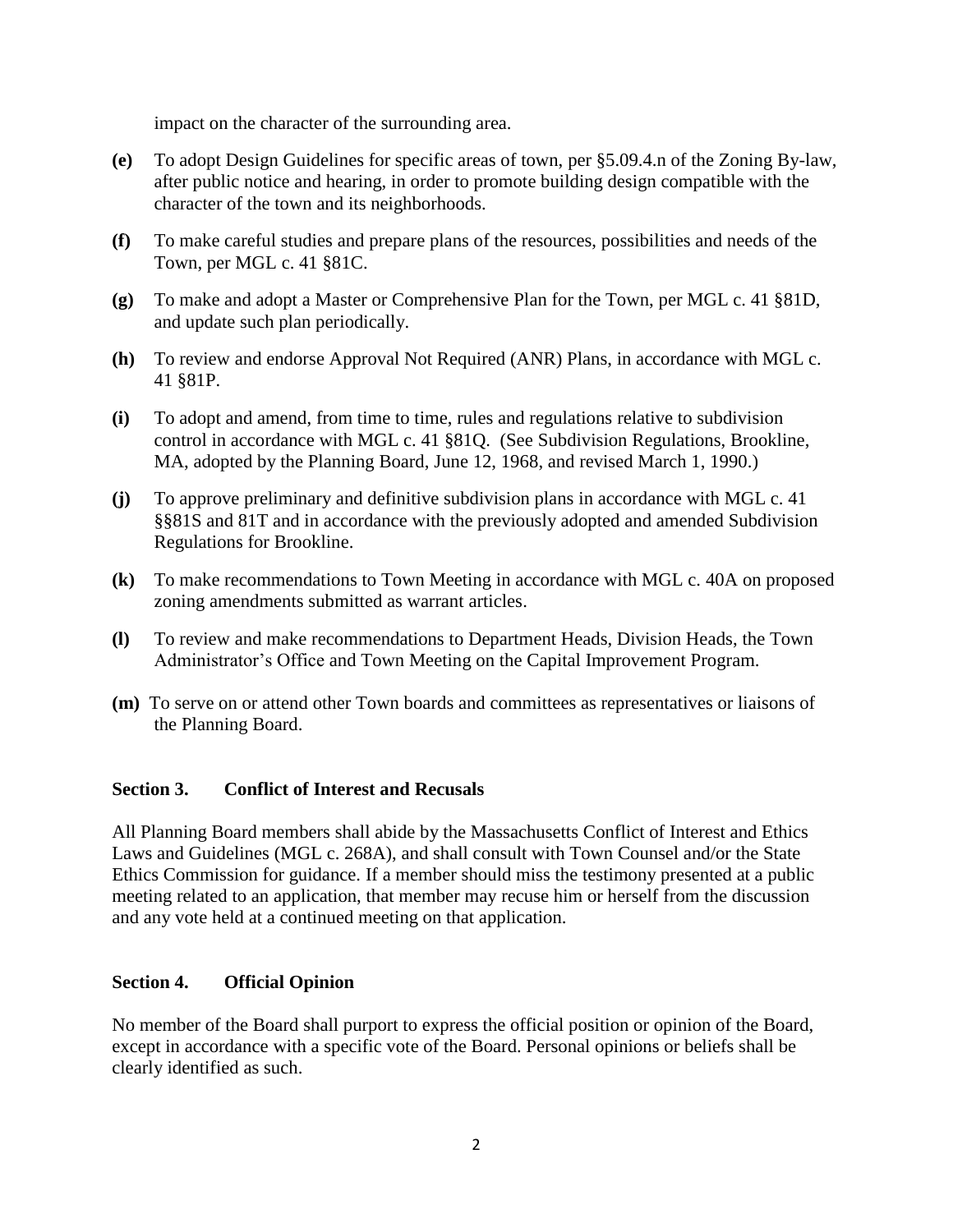impact on the character of the surrounding area.

**(e)** To adopt Design Guidelines for specific areas of town, per §5.09.4.n of the Zoning By-law, after public notice and hearing, in order to promote building design compatible with the character of the town and its neighborhoods.

**(f)** To make careful studies and prepare plans of the resources, possibilities and needs of the Town, per MGL c. 41 §81C.

**(g)** To make and adopt a Master or Comprehensive Plan for the Town, per MGL c. 41 §81D, and update such plan periodically.

**(h)** To review and endorse Approval Not Required (ANR) Plans, in accordance with MGL c. 41 §81P.

**(i)** To adopt and amend, from time to time, rules and regulations relative to subdivision control in accordance with MGL c. 41 §81Q. (See Subdivision Regulations, Brookline, MA, adopted by the Planning Board, June 12, 1968, and revised March 1, 1990.)

**(j)** To approve preliminary and definitive subdivision plans in accordance with MGL c. 41 §§81S and 81T and in accordance with the previously adopted and amended Subdivision Regulations for Brookline.

**(k)** To make recommendations to Town Meeting in accordance with MGL c. 40A on proposed zoning amendments submitted as warrant articles.

**(l)** To review and make recommendations to Department Heads, Division Heads, the Town Administrator's Office and Town Meeting on the Capital Improvement Program.

**(m)** To serve on or attend other Town boards and committees as representatives or liaisons of the Planning Board.

### Section 3. Conflict of Interest and Recusals

All Planning Board members shall abide by the Massachusetts Conflict of Interest and Ethics Laws and Guidelines (MGL c. 268A), and shall consult with Town Counsel and/or the State Ethics Commission for guidance. If a member should miss the testimony presented at a public meeting related to an application, that member may recuse him or herself from the discussion and any vote held at a continued meeting on that application.

### Section 4. Official Opinion

No member of the Board shall purport to express the official position or opinion of the Board, except in accordance with a specific vote of the Board. Personal opinions or beliefs shall be clearly identified as such.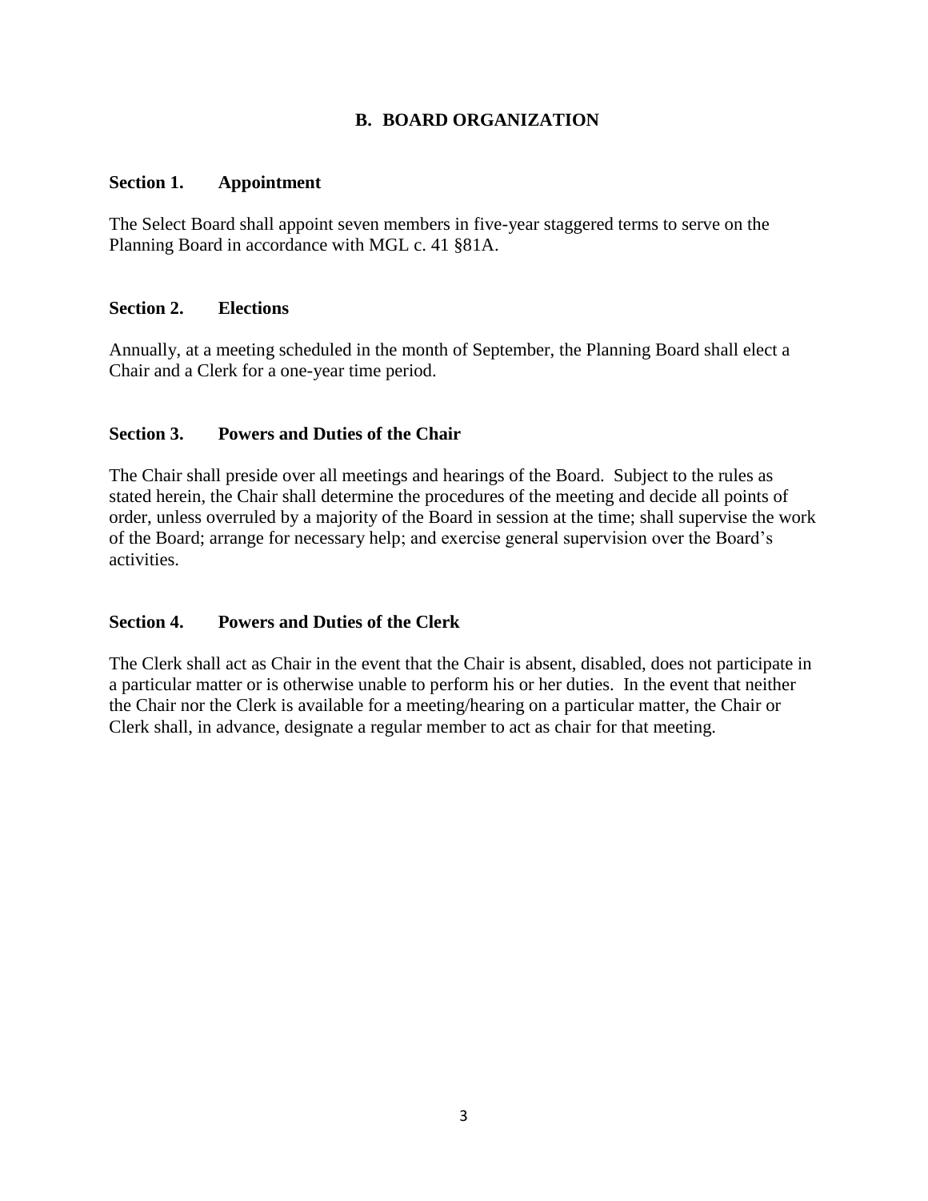## B. BOARD ORGANIZATION

### Section 1. Appointment

The Select Board shall appoint seven members in five-year staggered terms to serve on the Planning Board in accordance with MGL c. 41 §81A.

### Section 2. Elections

Annually, at a meeting scheduled in the month of September, the Planning Board shall elect a Chair and a Clerk for a one-year time period.

### Section 3. Powers and Duties of the Chair

The Chair shall preside over all meetings and hearings of the Board. Subject to the rules as stated herein, the Chair shall determine the procedures of the meeting and decide all points of order, unless overruled by a majority of the Board in session at the time; shall supervise the work of the Board; arrange for necessary help; and exercise general supervision over the Board's activities.

### Section 4. Powers and Duties of the Clerk

The Clerk shall act as Chair in the event that the Chair is absent, disabled, does not participate in a particular matter or is otherwise unable to perform his or her duties. In the event that neither the Chair nor the Clerk is available for a meeting/hearing on a particular matter, the Chair or Clerk shall, in advance, designate a regular member to act as chair for that meeting.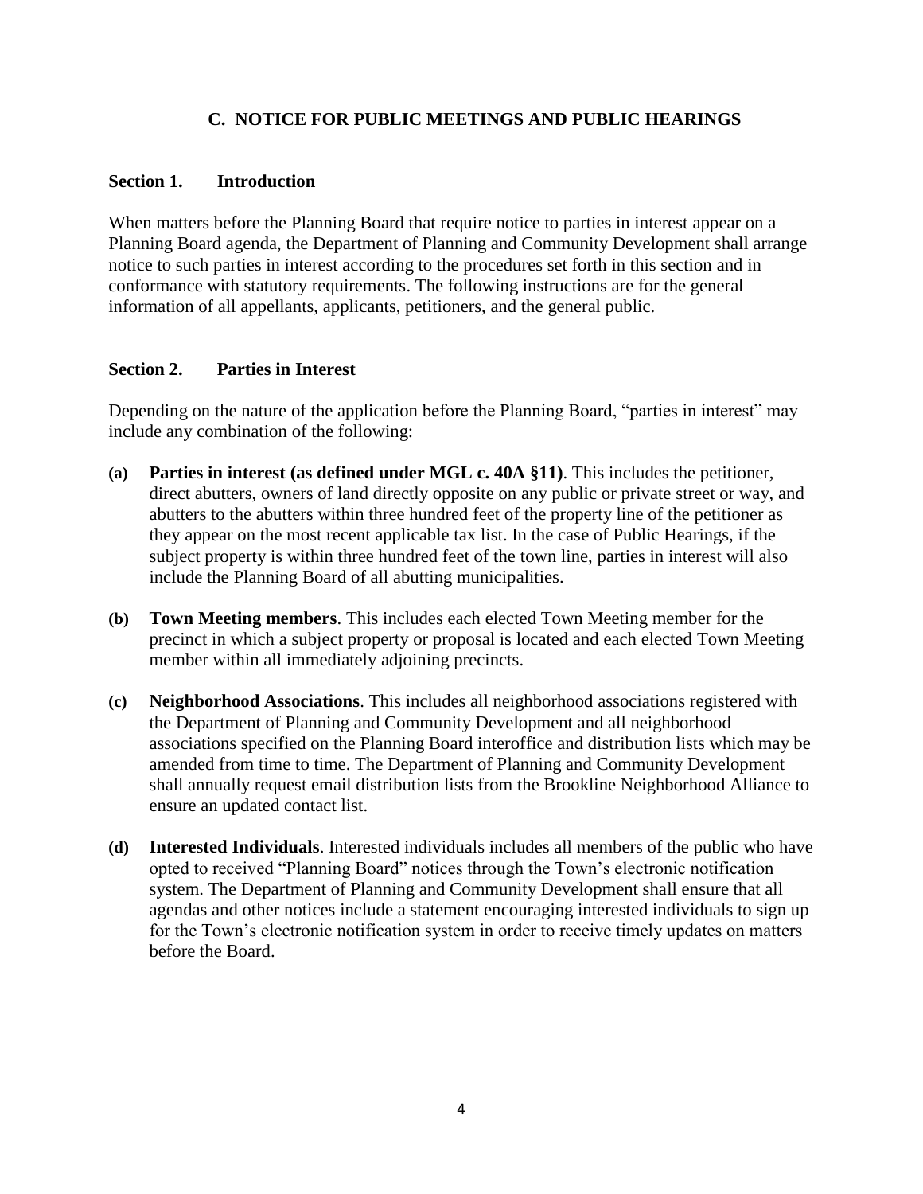## C. NOTICE FOR PUBLIC MEETINGS AND PUBLIC HEARINGS

### Section 1. Introduction

When matters before the Planning Board that require notice to parties in interest appear on a Planning Board agenda, the Department of Planning and Community Development shall arrange notice to such parties in interest according to the procedures set forth in this section and in conformance with statutory requirements. The following instructions are for the general information of all appellants, applicants, petitioners, and the general public.

### Section 2. Parties in Interest

Depending on the nature of the application before the Planning Board, "parties in interest" may include any combination of the following:

**(a)** **Parties in interest (as defined under MGL c. 40A §11)**. This includes the petitioner, direct abutters, owners of land directly opposite on any public or private street or way, and abutters to the abutters within three hundred feet of the property line of the petitioner as they appear on the most recent applicable tax list. In the case of Public Hearings, if the subject property is within three hundred feet of the town line, parties in interest will also include the Planning Board of all abutting municipalities.

**(b)** **Town Meeting members**. This includes each elected Town Meeting member for the precinct in which a subject property or proposal is located and each elected Town Meeting member within all immediately adjoining precincts.

**(c)** **Neighborhood Associations**. This includes all neighborhood associations registered with the Department of Planning and Community Development and all neighborhood associations specified on the Planning Board interoffice and distribution lists which may be amended from time to time. The Department of Planning and Community Development shall annually request email distribution lists from the Brookline Neighborhood Alliance to ensure an updated contact list.

**(d)** **Interested Individuals**. Interested individuals includes all members of the public who have opted to received "Planning Board" notices through the Town's electronic notification system. The Department of Planning and Community Development shall ensure that all agendas and other notices include a statement encouraging interested individuals to sign up for the Town's electronic notification system in order to receive timely updates on matters before the Board.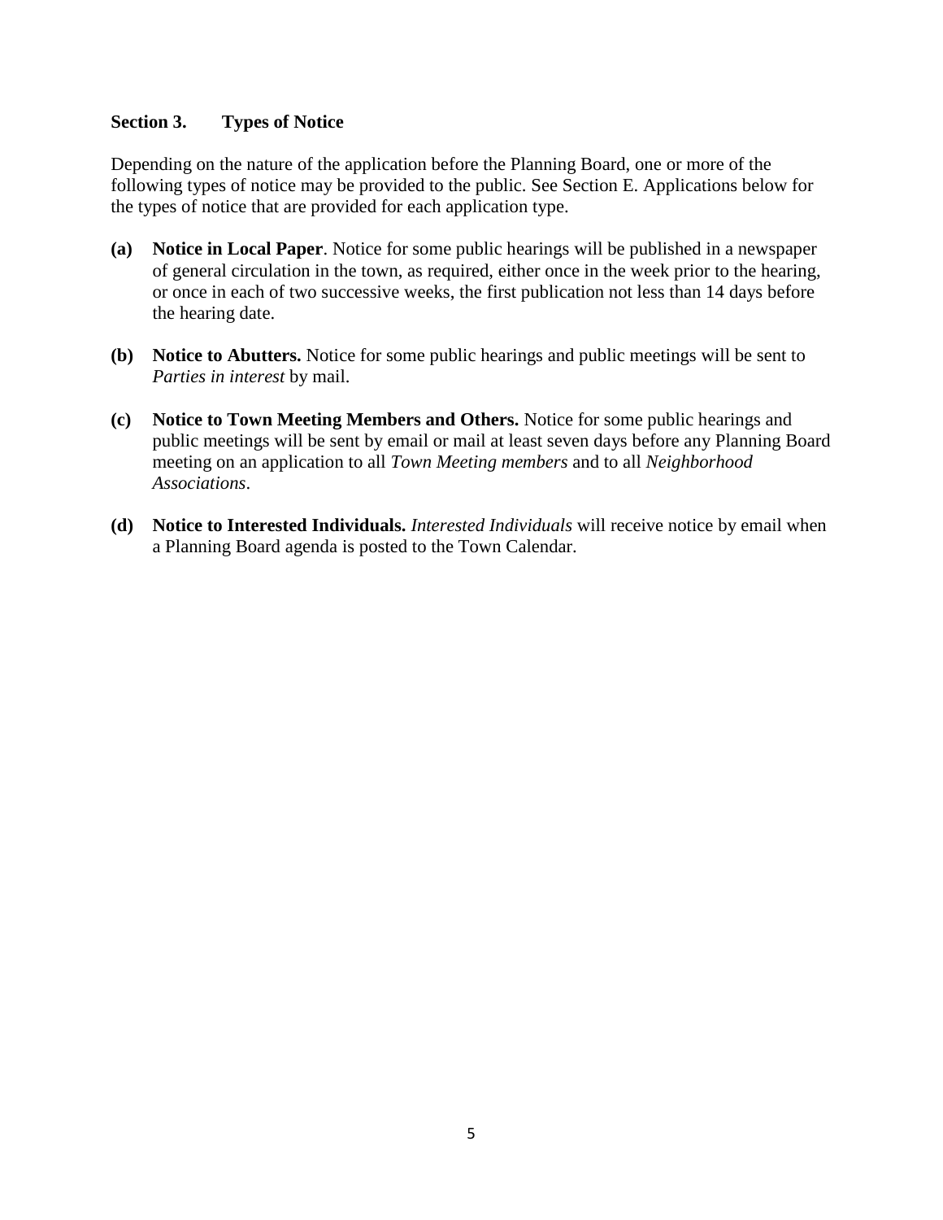### Section 3. Types of Notice

Depending on the nature of the application before the Planning Board, one or more of the following types of notice may be provided to the public. See Section E. Applications below for the types of notice that are provided for each application type.

**(a) Notice in Local Paper**. Notice for some public hearings will be published in a newspaper of general circulation in the town, as required, either once in the week prior to the hearing, or once in each of two successive weeks, the first publication not less than 14 days before the hearing date.

**(b) Notice to Abutters.** Notice for some public hearings and public meetings will be sent to *Parties in interest* by mail.

**(c) Notice to Town Meeting Members and Others.** Notice for some public hearings and public meetings will be sent by email or mail at least seven days before any Planning Board meeting on an application to all *Town Meeting members* and to all *Neighborhood Associations*.

**(d) Notice to Interested Individuals.** *Interested Individuals* will receive notice by email when a Planning Board agenda is posted to the Town Calendar.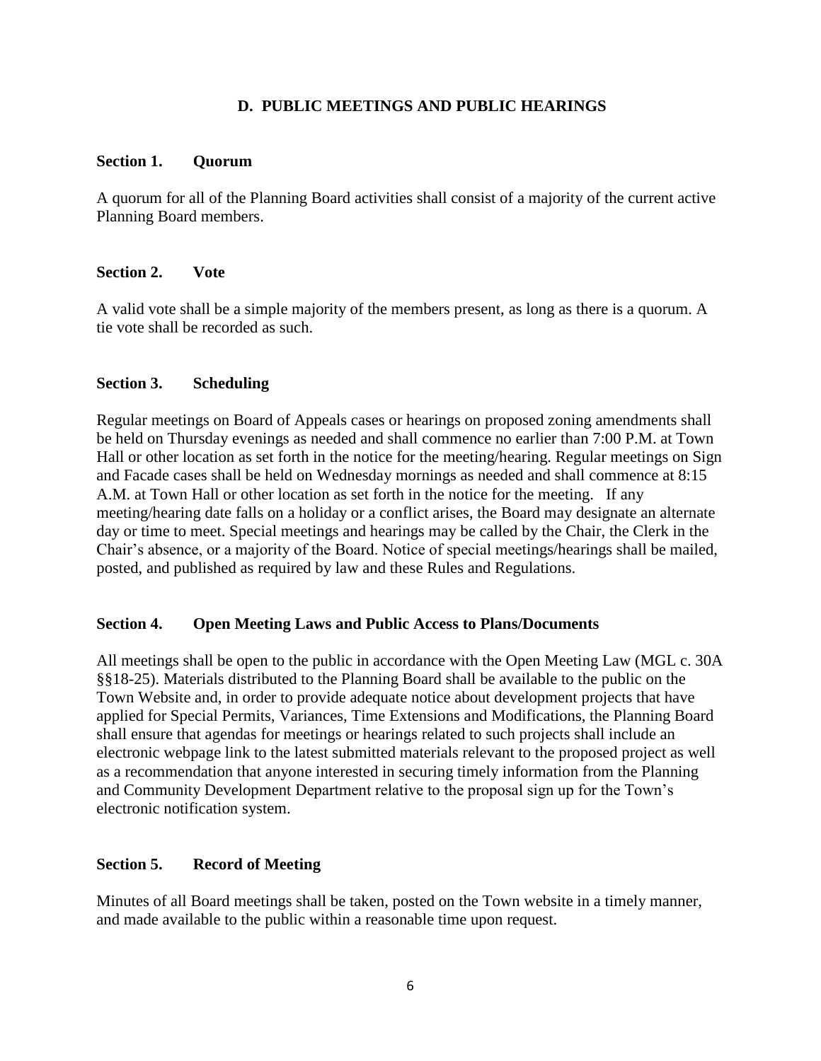## D. PUBLIC MEETINGS AND PUBLIC HEARINGS

### Section 1. Quorum

A quorum for all of the Planning Board activities shall consist of a majority of the current active Planning Board members.

### Section 2. Vote

A valid vote shall be a simple majority of the members present, as long as there is a quorum. A tie vote shall be recorded as such.

### Section 3. Scheduling

Regular meetings on Board of Appeals cases or hearings on proposed zoning amendments shall be held on Thursday evenings as needed and shall commence no earlier than 7:00 P.M. at Town Hall or other location as set forth in the notice for the meeting/hearing. Regular meetings on Sign and Facade cases shall be held on Wednesday mornings as needed and shall commence at 8:15 A.M. at Town Hall or other location as set forth in the notice for the meeting. If any meeting/hearing date falls on a holiday or a conflict arises, the Board may designate an alternate day or time to meet. Special meetings and hearings may be called by the Chair, the Clerk in the Chair's absence, or a majority of the Board. Notice of special meetings/hearings shall be mailed, posted, and published as required by law and these Rules and Regulations.

### Section 4. Open Meeting Laws and Public Access to Plans/Documents

All meetings shall be open to the public in accordance with the Open Meeting Law (MGL c. 30A §§18-25). Materials distributed to the Planning Board shall be available to the public on the Town Website and, in order to provide adequate notice about development projects that have applied for Special Permits, Variances, Time Extensions and Modifications, the Planning Board shall ensure that agendas for meetings or hearings related to such projects shall include an electronic webpage link to the latest submitted materials relevant to the proposed project as well as a recommendation that anyone interested in securing timely information from the Planning and Community Development Department relative to the proposal sign up for the Town's electronic notification system.

### Section 5. Record of Meeting

Minutes of all Board meetings shall be taken, posted on the Town website in a timely manner, and made available to the public within a reasonable time upon request.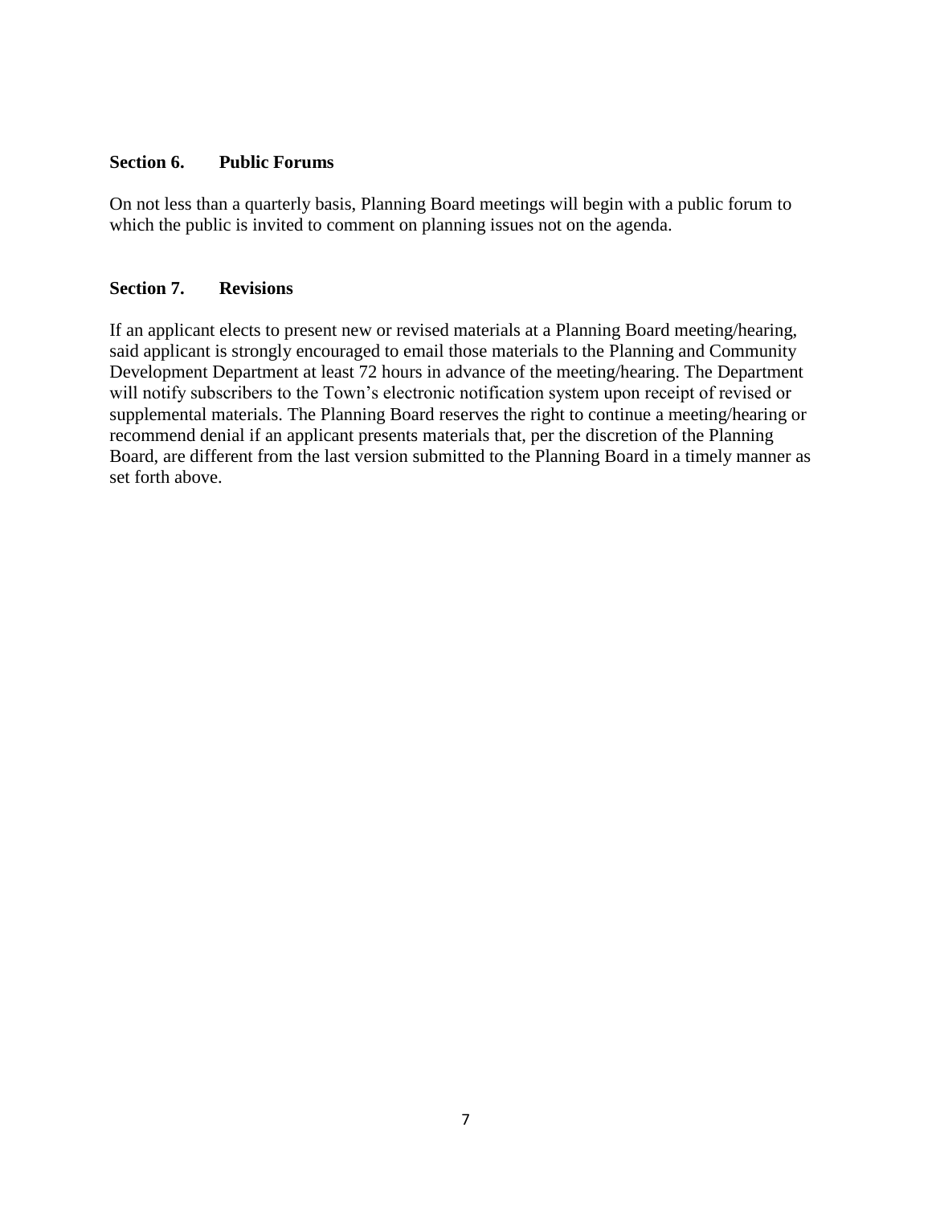### Section 6. Public Forums

On not less than a quarterly basis, Planning Board meetings will begin with a public forum to which the public is invited to comment on planning issues not on the agenda.

### Section 7. Revisions

If an applicant elects to present new or revised materials at a Planning Board meeting/hearing, said applicant is strongly encouraged to email those materials to the Planning and Community Development Department at least 72 hours in advance of the meeting/hearing. The Department will notify subscribers to the Town's electronic notification system upon receipt of revised or supplemental materials. The Planning Board reserves the right to continue a meeting/hearing or recommend denial if an applicant presents materials that, per the discretion of the Planning Board, are different from the last version submitted to the Planning Board in a timely manner as set forth above.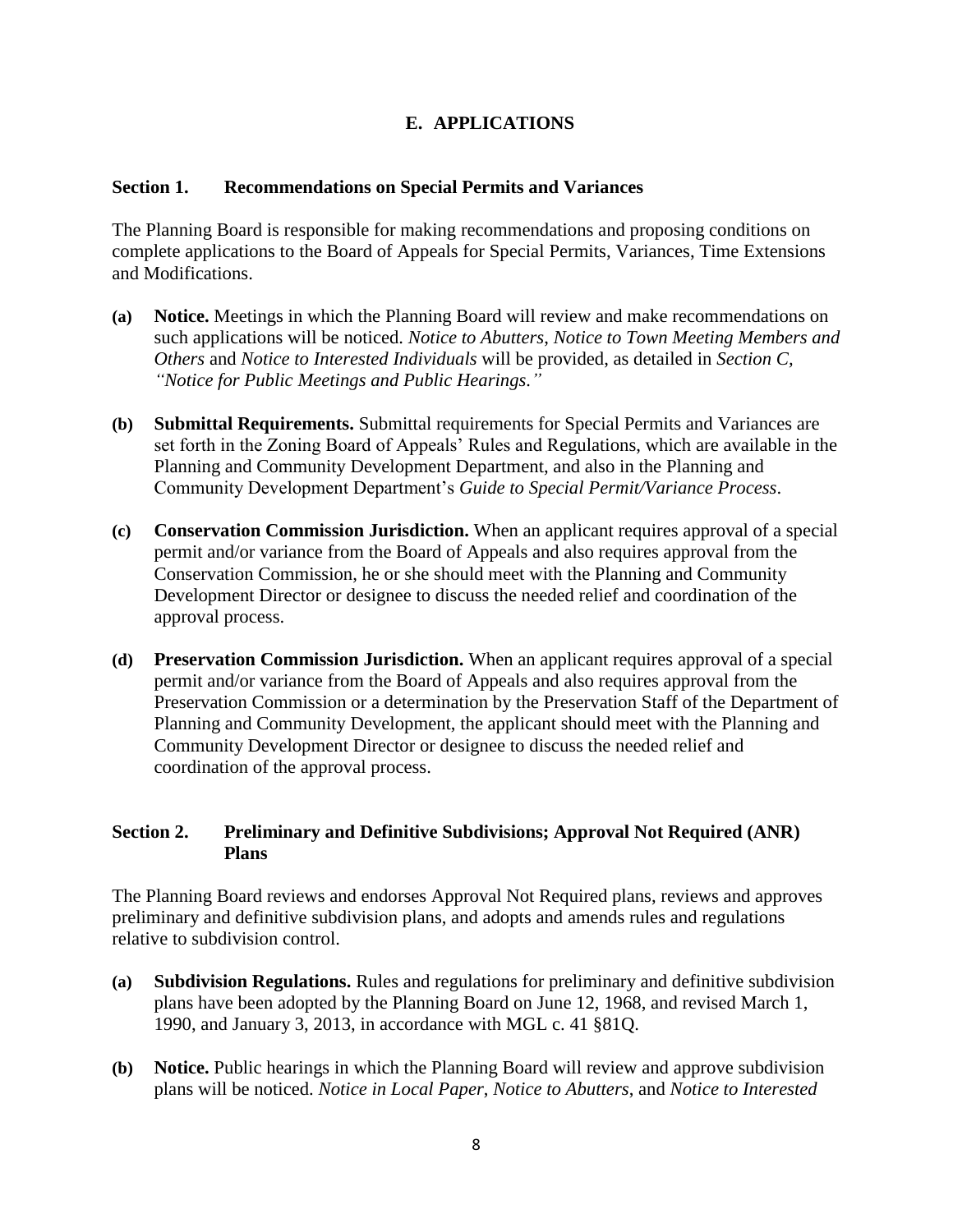## E. APPLICATIONS

### Section 1. Recommendations on Special Permits and Variances

The Planning Board is responsible for making recommendations and proposing conditions on complete applications to the Board of Appeals for Special Permits, Variances, Time Extensions and Modifications.

**(a) Notice.** Meetings in which the Planning Board will review and make recommendations on such applications will be noticed. *Notice to Abutters*, *Notice to Town Meeting Members and Others* and *Notice to Interested Individuals* will be provided, as detailed in *Section C, "Notice for Public Meetings and Public Hearings."*

**(b) Submittal Requirements.** Submittal requirements for Special Permits and Variances are set forth in the Zoning Board of Appeals' Rules and Regulations, which are available in the Planning and Community Development Department, and also in the Planning and Community Development Department's *Guide to Special Permit/Variance Process*.

**(c) Conservation Commission Jurisdiction.** When an applicant requires approval of a special permit and/or variance from the Board of Appeals and also requires approval from the Conservation Commission, he or she should meet with the Planning and Community Development Director or designee to discuss the needed relief and coordination of the approval process.

**(d) Preservation Commission Jurisdiction.** When an applicant requires approval of a special permit and/or variance from the Board of Appeals and also requires approval from the Preservation Commission or a determination by the Preservation Staff of the Department of Planning and Community Development, the applicant should meet with the Planning and Community Development Director or designee to discuss the needed relief and coordination of the approval process.

### Section 2. Preliminary and Definitive Subdivisions; Approval Not Required (ANR) Plans

The Planning Board reviews and endorses Approval Not Required plans, reviews and approves preliminary and definitive subdivision plans, and adopts and amends rules and regulations relative to subdivision control.

**(a) Subdivision Regulations.** Rules and regulations for preliminary and definitive subdivision plans have been adopted by the Planning Board on June 12, 1968, and revised March 1, 1990, and January 3, 2013, in accordance with MGL c. 41 §81Q.

**(b) Notice.** Public hearings in which the Planning Board will review and approve subdivision plans will be noticed. *Notice in Local Paper*, *Notice to Abutters*, and *Notice to Interested*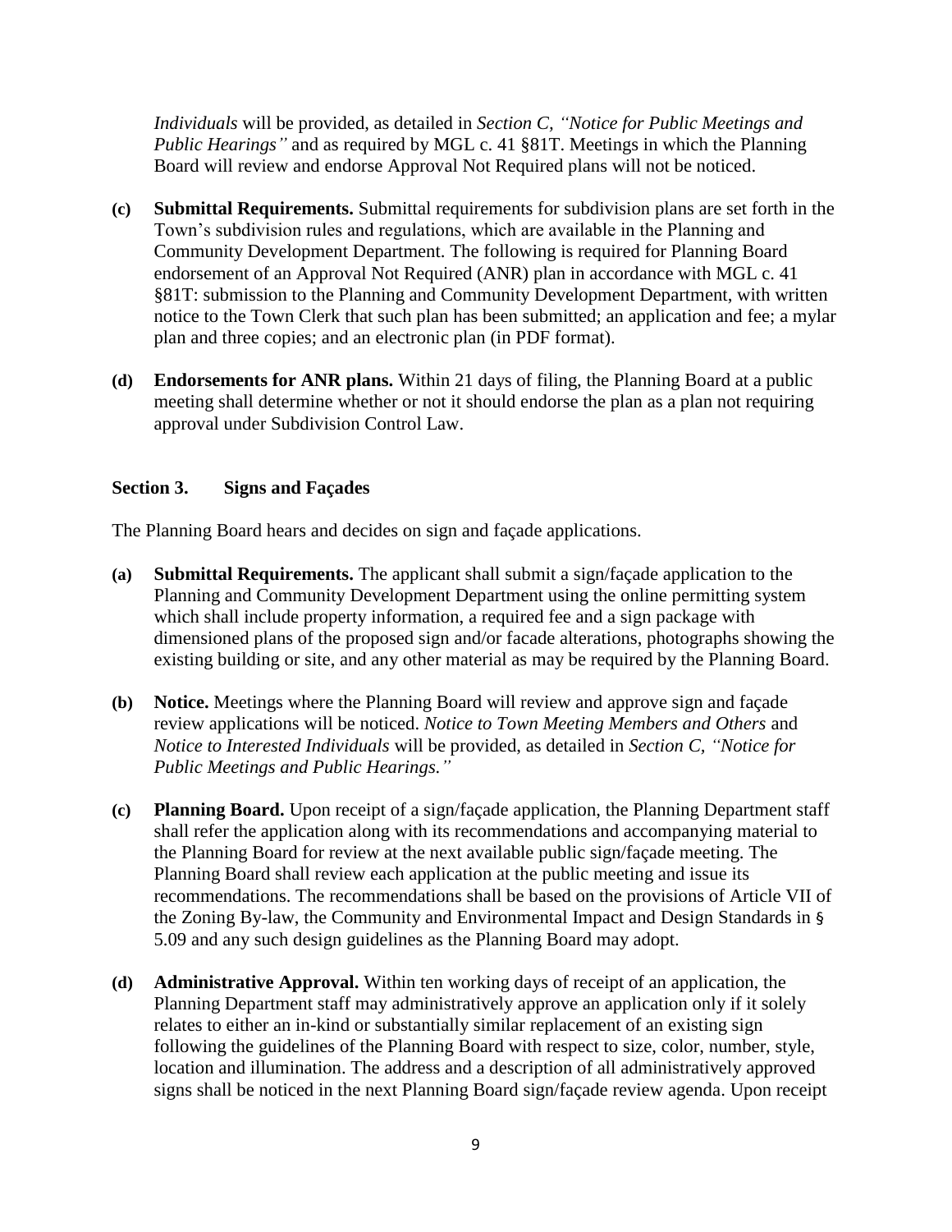*Individuals* will be provided, as detailed in *Section C, "Notice for Public Meetings and Public Hearings"* and as required by MGL c. 41 §81T. Meetings in which the Planning Board will review and endorse Approval Not Required plans will not be noticed.

**(c) Submittal Requirements.** Submittal requirements for subdivision plans are set forth in the Town's subdivision rules and regulations, which are available in the Planning and Community Development Department. The following is required for Planning Board endorsement of an Approval Not Required (ANR) plan in accordance with MGL c. 41 §81T: submission to the Planning and Community Development Department, with written notice to the Town Clerk that such plan has been submitted; an application and fee; a mylar plan and three copies; and an electronic plan (in PDF format).

**(d) Endorsements for ANR plans.** Within 21 days of filing, the Planning Board at a public meeting shall determine whether or not it should endorse the plan as a plan not requiring approval under Subdivision Control Law.

### Section 3. Signs and Façades

The Planning Board hears and decides on sign and façade applications.

**(a) Submittal Requirements.** The applicant shall submit a sign/façade application to the Planning and Community Development Department using the online permitting system which shall include property information, a required fee and a sign package with dimensioned plans of the proposed sign and/or facade alterations, photographs showing the existing building or site, and any other material as may be required by the Planning Board.

**(b) Notice.** Meetings where the Planning Board will review and approve sign and façade review applications will be noticed. *Notice to Town Meeting Members and Others* and *Notice to Interested Individuals* will be provided, as detailed in *Section C, "Notice for Public Meetings and Public Hearings."*

**(c) Planning Board.** Upon receipt of a sign/façade application, the Planning Department staff shall refer the application along with its recommendations and accompanying material to the Planning Board for review at the next available public sign/façade meeting. The Planning Board shall review each application at the public meeting and issue its recommendations. The recommendations shall be based on the provisions of Article VII of the Zoning By-law, the Community and Environmental Impact and Design Standards in § 5.09 and any such design guidelines as the Planning Board may adopt.

**(d) Administrative Approval.** Within ten working days of receipt of an application, the Planning Department staff may administratively approve an application only if it solely relates to either an in-kind or substantially similar replacement of an existing sign following the guidelines of the Planning Board with respect to size, color, number, style, location and illumination. The address and a description of all administratively approved signs shall be noticed in the next Planning Board sign/façade review agenda. Upon receipt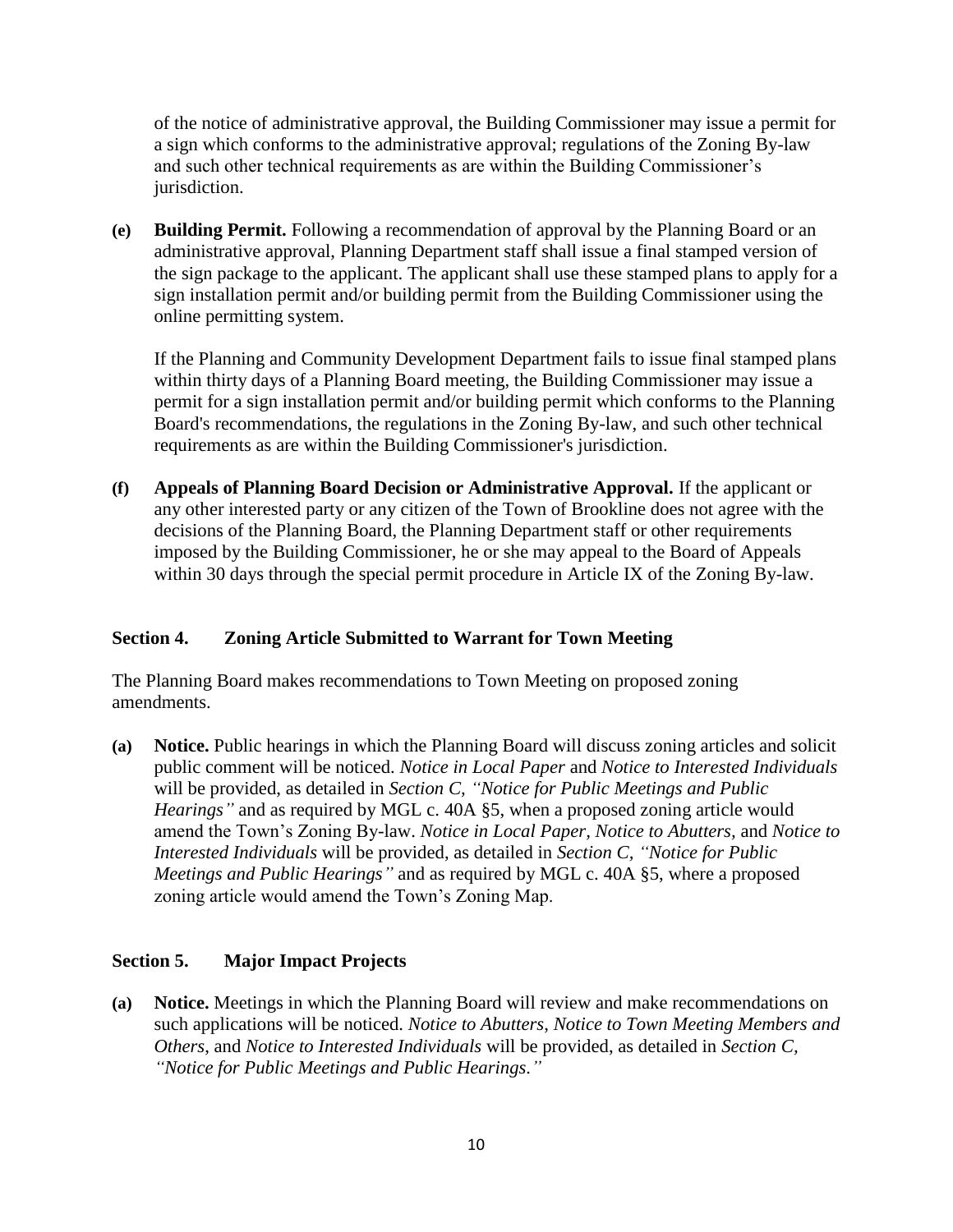of the notice of administrative approval, the Building Commissioner may issue a permit for a sign which conforms to the administrative approval; regulations of the Zoning By-law and such other technical requirements as are within the Building Commissioner's jurisdiction.

**(e) Building Permit.** Following a recommendation of approval by the Planning Board or an administrative approval, Planning Department staff shall issue a final stamped version of the sign package to the applicant. The applicant shall use these stamped plans to apply for a sign installation permit and/or building permit from the Building Commissioner using the online permitting system.

If the Planning and Community Development Department fails to issue final stamped plans within thirty days of a Planning Board meeting, the Building Commissioner may issue a permit for a sign installation permit and/or building permit which conforms to the Planning Board's recommendations, the regulations in the Zoning By-law, and such other technical requirements as are within the Building Commissioner's jurisdiction.

**(f) Appeals of Planning Board Decision or Administrative Approval.** If the applicant or any other interested party or any citizen of the Town of Brookline does not agree with the decisions of the Planning Board, the Planning Department staff or other requirements imposed by the Building Commissioner, he or she may appeal to the Board of Appeals within 30 days through the special permit procedure in Article IX of the Zoning By-law.

### Section 4. Zoning Article Submitted to Warrant for Town Meeting

The Planning Board makes recommendations to Town Meeting on proposed zoning amendments.

**(a) Notice.** Public hearings in which the Planning Board will discuss zoning articles and solicit public comment will be noticed. *Notice in Local Paper* and *Notice to Interested Individuals* will be provided, as detailed in *Section C, "Notice for Public Meetings and Public Hearings"* and as required by MGL c. 40A §5, when a proposed zoning article would amend the Town's Zoning By-law. *Notice in Local Paper, Notice to Abutters,* and *Notice to Interested Individuals* will be provided, as detailed in *Section C, "Notice for Public Meetings and Public Hearings"* and as required by MGL c. 40A §5, where a proposed zoning article would amend the Town's Zoning Map.

### Section 5. Major Impact Projects

**(a) Notice.** Meetings in which the Planning Board will review and make recommendations on such applications will be noticed. *Notice to Abutters*, *Notice to Town Meeting Members and Others*, and *Notice to Interested Individuals* will be provided, as detailed in *Section C, "Notice for Public Meetings and Public Hearings."*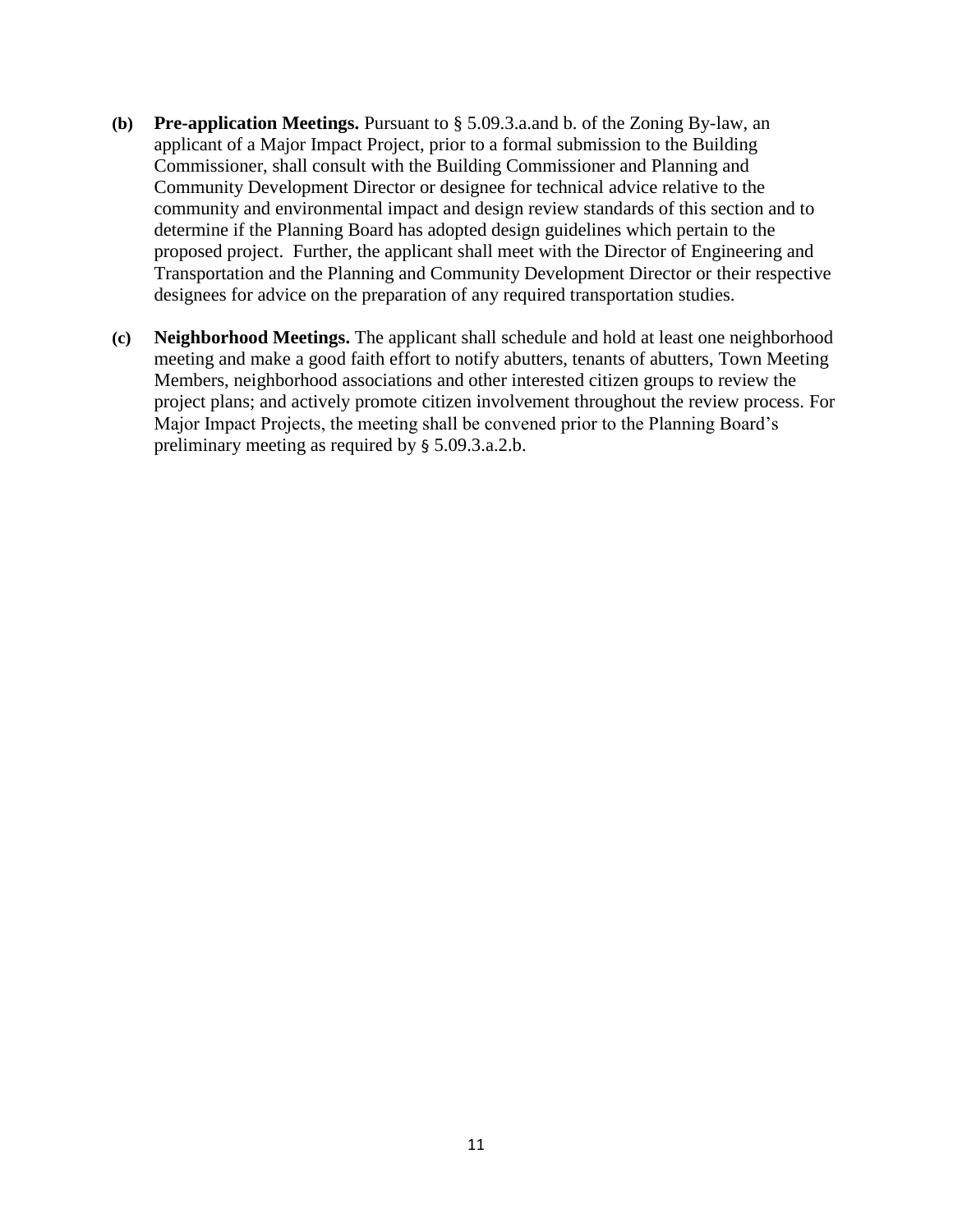**(b) Pre-application Meetings.** Pursuant to § 5.09.3.a.and b. of the Zoning By-law, an applicant of a Major Impact Project, prior to a formal submission to the Building Commissioner, shall consult with the Building Commissioner and Planning and Community Development Director or designee for technical advice relative to the community and environmental impact and design review standards of this section and to determine if the Planning Board has adopted design guidelines which pertain to the proposed project. Further, the applicant shall meet with the Director of Engineering and Transportation and the Planning and Community Development Director or their respective designees for advice on the preparation of any required transportation studies.

**(c) Neighborhood Meetings.** The applicant shall schedule and hold at least one neighborhood meeting and make a good faith effort to notify abutters, tenants of abutters, Town Meeting Members, neighborhood associations and other interested citizen groups to review the project plans; and actively promote citizen involvement throughout the review process. For Major Impact Projects, the meeting shall be convened prior to the Planning Board's preliminary meeting as required by § 5.09.3.a.2.b.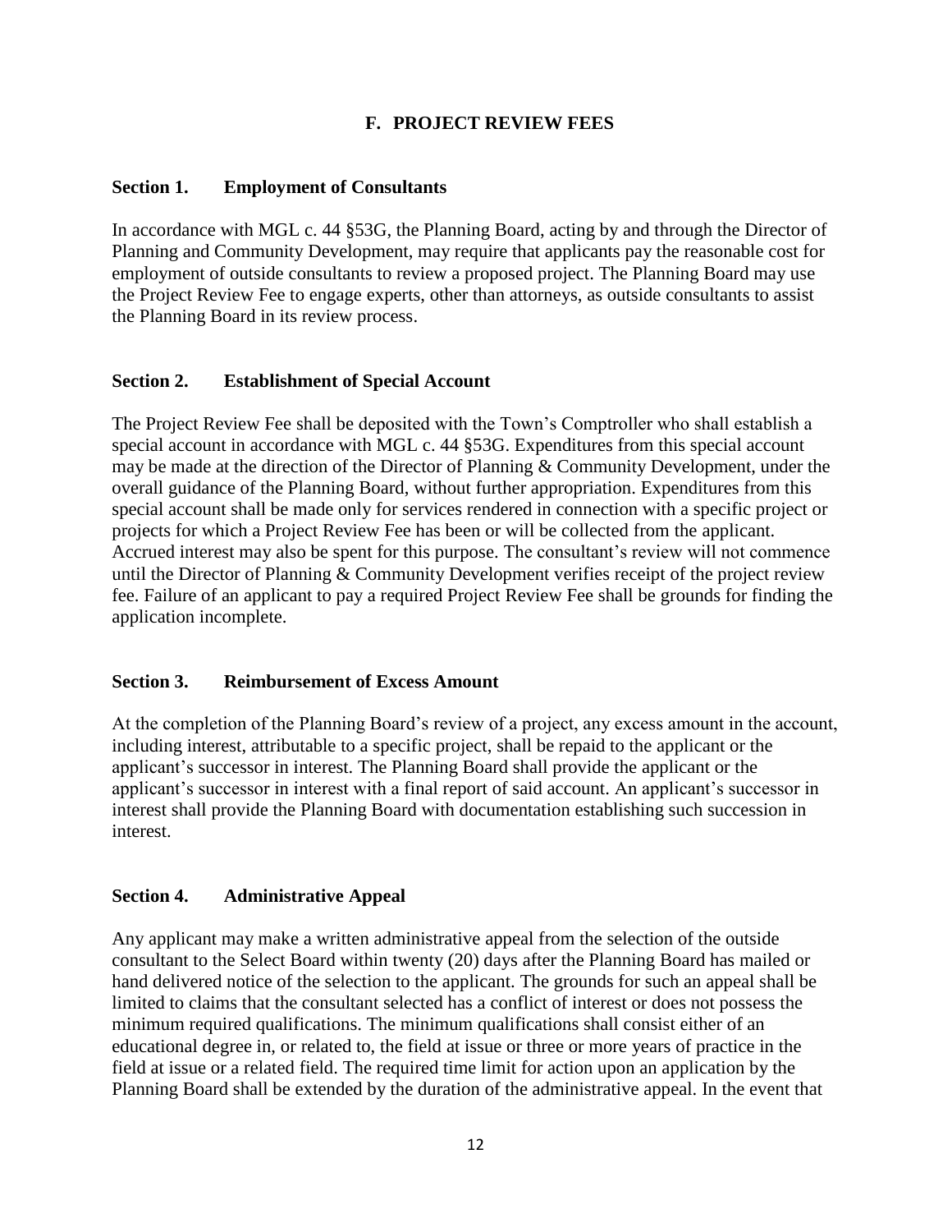## F. PROJECT REVIEW FEES

### Section 1. Employment of Consultants

In accordance with MGL c. 44 §53G, the Planning Board, acting by and through the Director of Planning and Community Development, may require that applicants pay the reasonable cost for employment of outside consultants to review a proposed project. The Planning Board may use the Project Review Fee to engage experts, other than attorneys, as outside consultants to assist the Planning Board in its review process.

### Section 2. Establishment of Special Account

The Project Review Fee shall be deposited with the Town's Comptroller who shall establish a special account in accordance with MGL c. 44 §53G. Expenditures from this special account may be made at the direction of the Director of Planning & Community Development, under the overall guidance of the Planning Board, without further appropriation. Expenditures from this special account shall be made only for services rendered in connection with a specific project or projects for which a Project Review Fee has been or will be collected from the applicant. Accrued interest may also be spent for this purpose. The consultant's review will not commence until the Director of Planning & Community Development verifies receipt of the project review fee. Failure of an applicant to pay a required Project Review Fee shall be grounds for finding the application incomplete.

### Section 3. Reimbursement of Excess Amount

At the completion of the Planning Board's review of a project, any excess amount in the account, including interest, attributable to a specific project, shall be repaid to the applicant or the applicant's successor in interest. The Planning Board shall provide the applicant or the applicant's successor in interest with a final report of said account. An applicant's successor in interest shall provide the Planning Board with documentation establishing such succession in interest.

### Section 4. Administrative Appeal

Any applicant may make a written administrative appeal from the selection of the outside consultant to the Select Board within twenty (20) days after the Planning Board has mailed or hand delivered notice of the selection to the applicant. The grounds for such an appeal shall be limited to claims that the consultant selected has a conflict of interest or does not possess the minimum required qualifications. The minimum qualifications shall consist either of an educational degree in, or related to, the field at issue or three or more years of practice in the field at issue or a related field. The required time limit for action upon an application by the Planning Board shall be extended by the duration of the administrative appeal. In the event that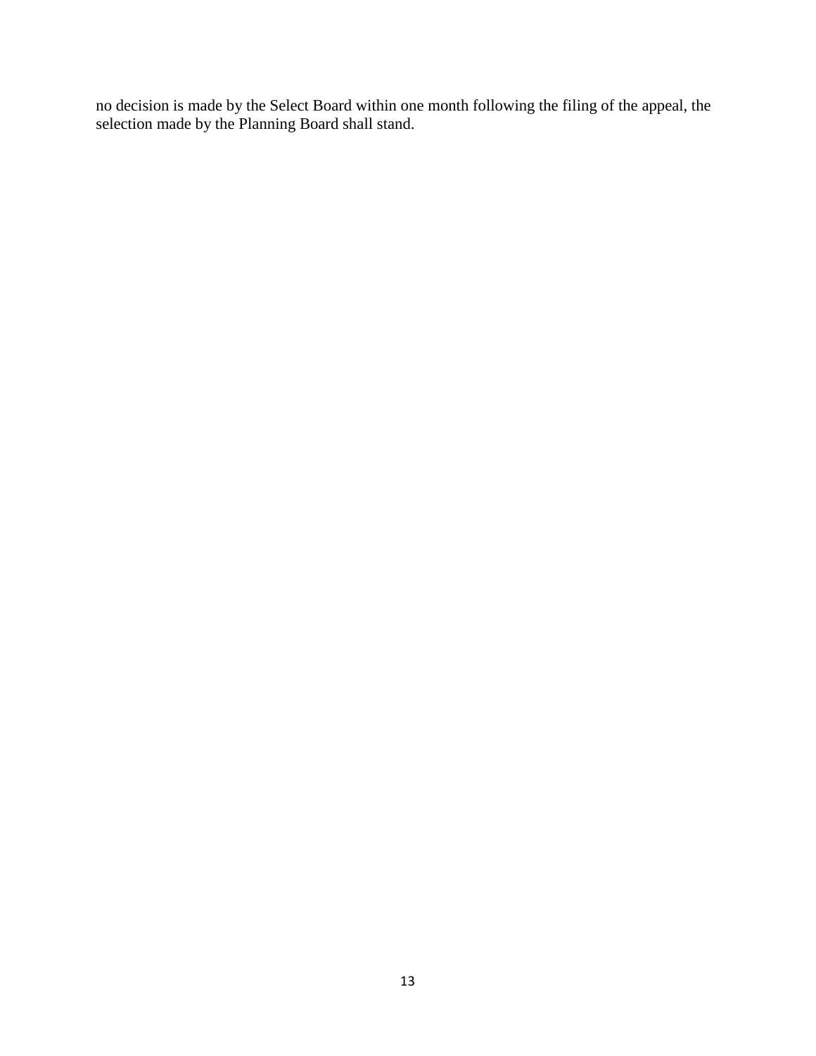no decision is made by the Select Board within one month following the filing of the appeal, the selection made by the Planning Board shall stand.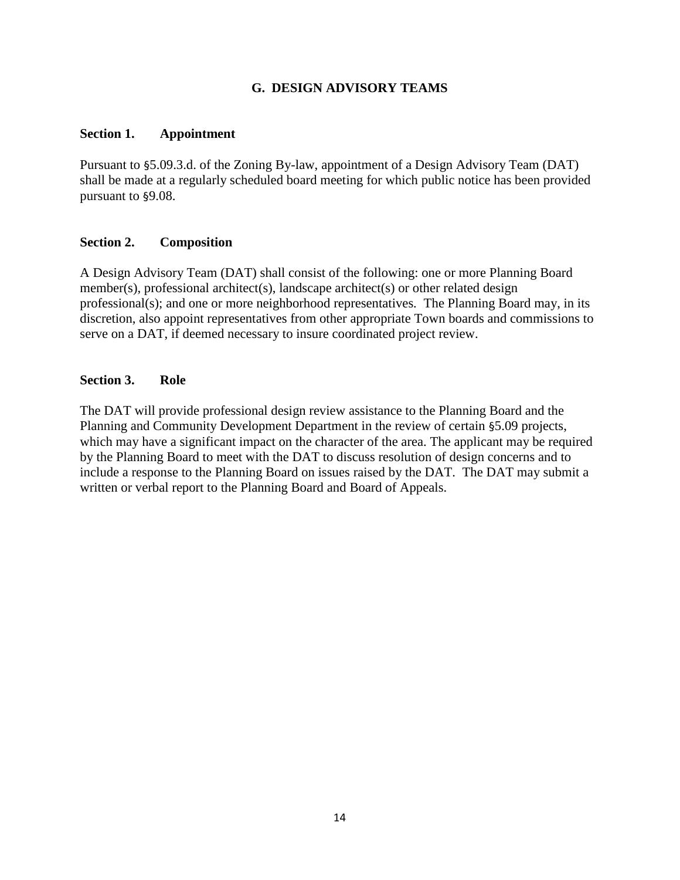## G. DESIGN ADVISORY TEAMS

### Section 1. Appointment

Pursuant to §5.09.3.d. of the Zoning By-law, appointment of a Design Advisory Team (DAT) shall be made at a regularly scheduled board meeting for which public notice has been provided pursuant to §9.08.

### Section 2. Composition

A Design Advisory Team (DAT) shall consist of the following: one or more Planning Board member(s), professional architect(s), landscape architect(s) or other related design professional(s); and one or more neighborhood representatives. The Planning Board may, in its discretion, also appoint representatives from other appropriate Town boards and commissions to serve on a DAT, if deemed necessary to insure coordinated project review.

### Section 3. Role

The DAT will provide professional design review assistance to the Planning Board and the Planning and Community Development Department in the review of certain §5.09 projects, which may have a significant impact on the character of the area. The applicant may be required by the Planning Board to meet with the DAT to discuss resolution of design concerns and to include a response to the Planning Board on issues raised by the DAT. The DAT may submit a written or verbal report to the Planning Board and Board of Appeals.